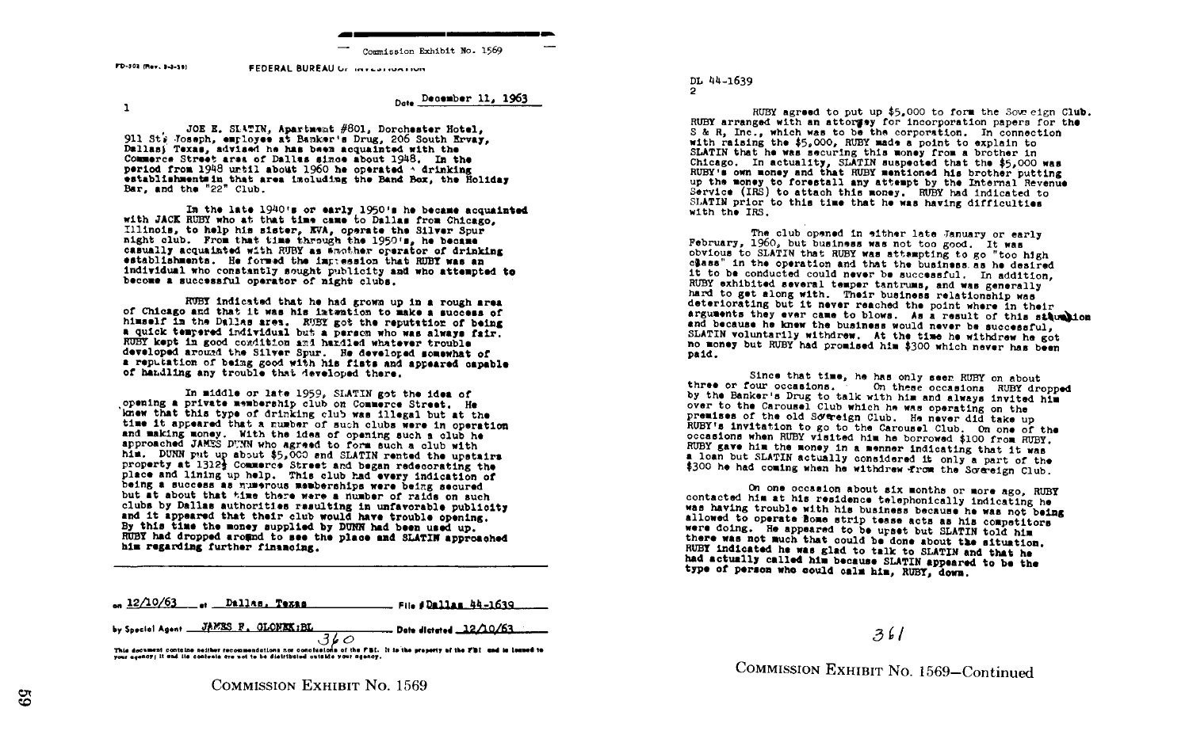Commission Exhibit No. 1569

FD-302 (Rev. 3-3-59)

FEDERAL BUREAU OF INVESTIGATION

Date December 11, 1963

1

JOE E. SLATIN, Apartment #801, Dorchester Hotel, 911 St. Joseph, employee at Banker's Drug, 206 South Ervay, Dallas, Texas, advised he has been acquainted with the Commerce Street area of Dallas since about 1948. In the period from 1948 until about 1960 he operated drinking establishments in that area including the Band Box, the Holiday Bar, and the "22" Club.

In the late 1940's or early 1950's he became acquainted with JACK RUBY who at that time came to Dallas from Chicago, Illinois, to help his sister, EVA, operate the Silver Spur night club. From that time through the 1950's, he became casually acquainted with RUBY as another operator of drinking establishments. He formed the impression that RUBY was an individual who constantly sought publicity and who attempted to become a successful operator of night clubs.

RUBY indicated that he had grown up in a rough area of Chicago and that it was his intention to make a success of himself in the Dallas area. RUBY got the reputation of being a quick tempered individual but a person who was always fair. RUBY kept in good condition and handled whatever trouble developed around the Silver Spur. He developed somewhat of a reputation of being good with his fists and appeared capable of handling any trouble that developed there.

In middle or late 1959, SLATIN got the idea of opening a private membership club on Commerce Street. He knew that this type of drinking club was illegal but at the time it appeared that a number of such clubs were in operation and making money. With the idea of opening such a club he approached JAMES DUNN who agreed to form such a club with him. DUNN put up about $5,000 and SLATIN rented the upstairs property at 1312½ Commerce Street and began redecorating the place and lining up help. This club had every indication of being a success as numerous memberships were being secured but at about that time there were a number of raids on such clubs by Dallas authorities resulting in unfavorable publicity and it appeared that their club would have trouble opening. By this time the money supplied by DUNN had been used up. RUBY had dropped around to see the place and SLATIN approached him regarding further financing.

on 12/10/63 at Dallas, Texas File # Dallas 44-1639

by Special Agent JAMES F. GLONEK:BL Date dictated 12/10/63

This document contains neither recommendations nor conclusions of the FBI. It is the property of the FBI and is loaned to your agency; it and its contents are not to be distributed outside your agency.

360

COMMISSION EXHIBIT No. 1569

DL 44-1639

2

RUBY agreed to put up $5,000 to form the Sovereign Club. RUBY arranged with an attorney for incorporation papers for the S & R, Inc., which was to be the corporation. In connection with raising the $5,000, RUBY made a point to explain to SLATIN that he was securing this money from a brother in Chicago. In actuality, SLATIN suspected that the $5,000 was RUBY's own money and that RUBY mentioned his brother putting up the money to forestall any attempt by the Internal Revenue Service (IRS) to attach this money. RUBY had indicated to SLATIN prior to this time that he was having difficulties with the IRS.

The club opened in either late January or early February, 1960, but business was not too good. It was obvious to SLATIN that RUBY was attempting to go "too high class" in the operation and that the business as he desired it to be conducted could never be successful. In addition, RUBY exhibited several temper tantrums, and was generally hard to get along with. Their business relationship was deteriorating but it never reached the point where in their arguments they ever came to blows. As a result of this situation and because he knew the business would never be successful, SLATIN voluntarily withdrew. At the time he withdrew he got no money but RUBY had promised him $300 which never has been paid.

Since that time, he has only seen RUBY on about three or four occasions. On these occasions RUBY dropped by the Banker's Drug to talk with him and always invited him over to the Carousel Club which he was operating on the premises of the old Sovereign Club. He never did take up RUBY's invitation to go to the Carousel Club. On one of the occasions when RUBY visited him he borrowed $100 from RUBY. RUBY gave him the money in a manner indicating that it was a loan but SLATIN actually considered it only a part of the $300 he had coming when he withdrew from the Sovereign Club.

On one occasion about six months or more ago, RUBY contacted him at his residence telephonically indicating he was having trouble with his business because he was not being allowed to operate some strip tease acts as his competitors were doing. He appeared to be upset but SLATIN told him there was not much that could be done about the situation. RUBY indicated he was glad to talk to SLATIN and that he had actually called him because SLATIN appeared to be the type of person who could calm him, RUBY, down.

361

COMMISSION EXHIBIT No. 1569—Continued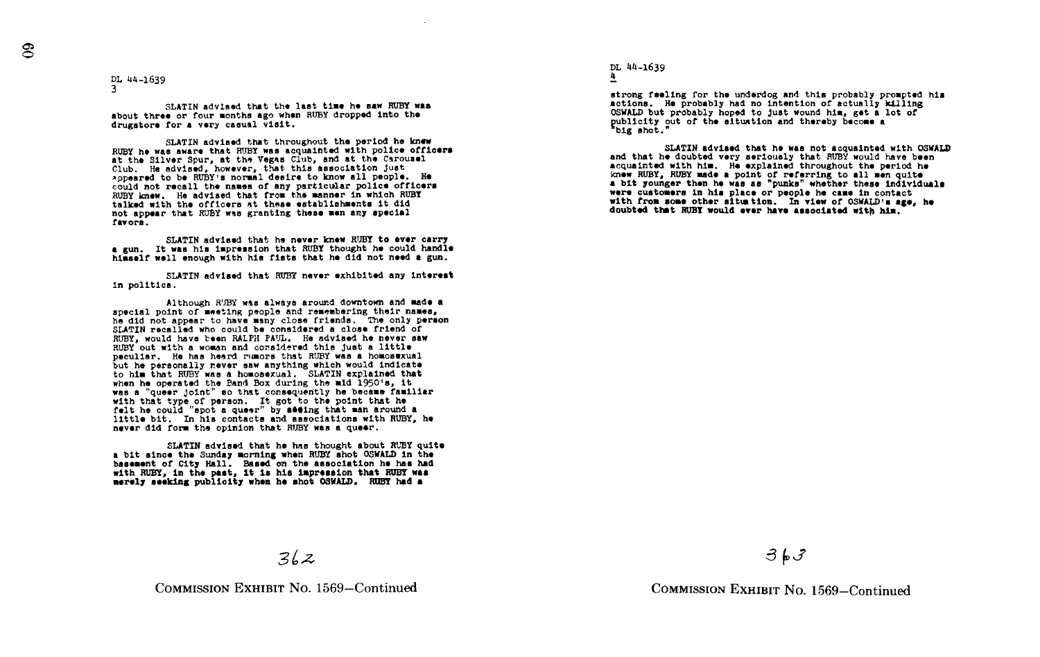DL 44-1639
3

SLATIN advised that the last time he saw RUBY was about three or four months ago when RUBY dropped into the drugstore for a very casual visit.

SLATIN advised that throughout the period he knew RUBY he was aware that RUBY was acquainted with police officers at the Silver Spur, at the Vegas Club, and at the Carousel Club. He advised, however, that this association just appeared to be RUBY's normal desire to know all people. He could not recall the names of any particular police officers RUBY knew. He advised that from the manner in which RUBY talked with the officers at these establishments it did not appear that RUBY was granting these men any special favors.

SLATIN advised that he never knew RUBY to ever carry a gun. It was his impression that RUBY thought he could handle himself well enough with his fists that he did not need a gun.

SLATIN advised that RUBY never exhibited any interest in politics.

Although RUBY was always around downtown and made a special point of meeting people and remembering their names, he did not appear to have many close friends. The only person SLATIN recalled who could be considered a close friend of RUBY, would have been RALPH PAUL. He advised he never saw RUBY out with a woman and considered this just a little peculiar. He has heard rumors that RUBY was a homosexual but he personally never saw anything which would indicate to him that RUBY was a homosexual. SLATIN explained that when he operated the Band Box during the mid 1950's, it was a "queer joint" so that consequently he became familiar with that type of person. It got to the point that he felt he could "spot a queer" by seeing that man around a little bit. In his contacts and associations with RUBY, he never did form the opinion that RUBY was a queer.

SLATIN advised that he has thought about RUBY quite a bit since the Sunday morning when RUBY shot OSWALD in the basement of City Hall. Based on the association he has had with RUBY, in the past, it is his impression that RUBY was merely seeking publicity when he shot OSWALD. RUBY had a

COMMISSION EXHIBIT No. 1569—Continued

DL 44-1639
4

strong feeling for the underdog and this probably prompted his actions. He probably had no intention of actually killing OSWALD but probably hoped to just wound him, get a lot of publicity out of the situation and thereby become a "big shot."

SLATIN advised that he was not acquainted with OSWALD and that he doubted very seriously that RUBY would have been acquainted with him. He explained throughout the period he knew RUBY, RUBY made a point of referring to all men quite a bit younger than he was as "punks" whether these individuals were customers in his place or people he came in contact with from some other situation. In view of OSWALD's age, he doubted that RUBY would ever have associated with him.

COMMISSION EXHIBIT No. 1569—Continued